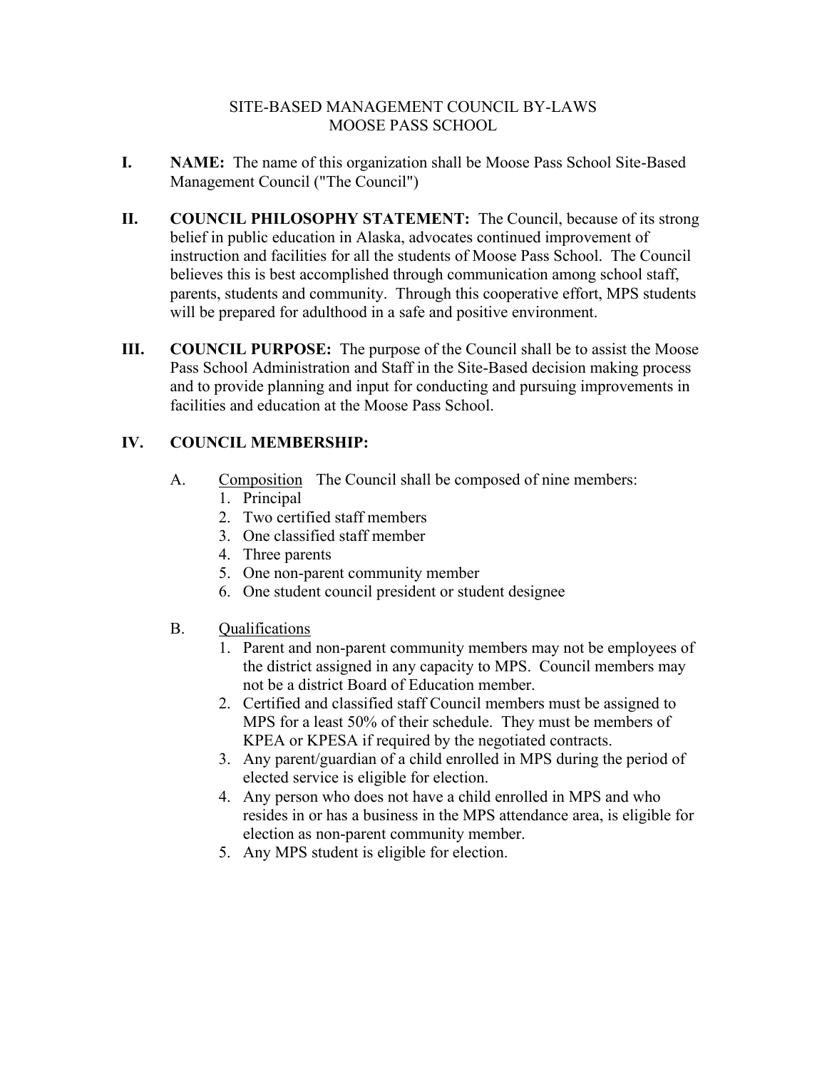# SITE-BASED MANAGEMENT COUNCIL BY-LAWS
# MOOSE PASS SCHOOL

**I. NAME:** The name of this organization shall be Moose Pass School Site-Based Management Council ("The Council")

**II. COUNCIL PHILOSOPHY STATEMENT:** The Council, because of its strong belief in public education in Alaska, advocates continued improvement of instruction and facilities for all the students of Moose Pass School. The Council believes this is best accomplished through communication among school staff, parents, students and community. Through this cooperative effort, MPS students will be prepared for adulthood in a safe and positive environment.

**III. COUNCIL PURPOSE:** The purpose of the Council shall be to assist the Moose Pass School Administration and Staff in the Site-Based decision making process and to provide planning and input for conducting and pursuing improvements in facilities and education at the Moose Pass School.

**IV. COUNCIL MEMBERSHIP:**

A. Composition The Council shall be composed of nine members:

1. Principal
2. Two certified staff members
3. One classified staff member
4. Three parents
5. One non-parent community member
6. One student council president or student designee

B. Qualifications

1. Parent and non-parent community members may not be employees of the district assigned in any capacity to MPS. Council members may not be a district Board of Education member.
2. Certified and classified staff Council members must be assigned to MPS for a least 50% of their schedule. They must be members of KPEA or KPESA if required by the negotiated contracts.
3. Any parent/guardian of a child enrolled in MPS during the period of elected service is eligible for election.
4. Any person who does not have a child enrolled in MPS and who resides in or has a business in the MPS attendance area, is eligible for election as non-parent community member.
5. Any MPS student is eligible for election.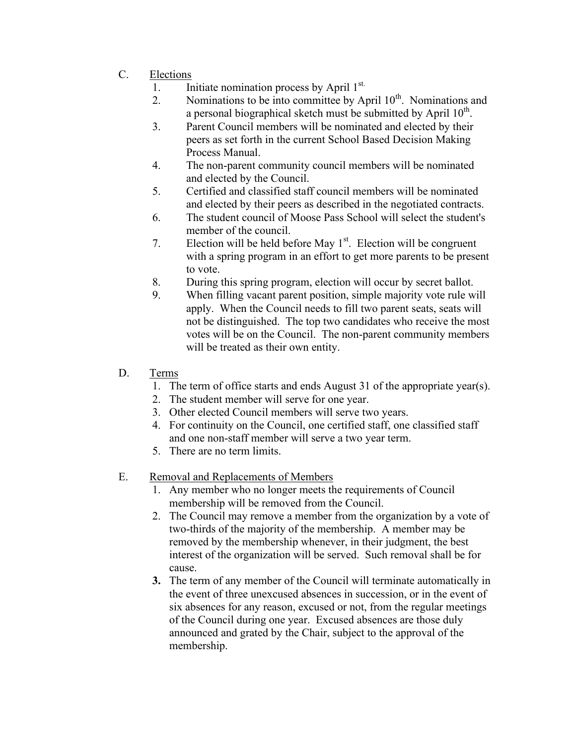C. Elections

1. Initiate nomination process by April 1st.
2. Nominations to be into committee by April 10th. Nominations and a personal biographical sketch must be submitted by April 10th.
3. Parent Council members will be nominated and elected by their peers as set forth in the current School Based Decision Making Process Manual.
4. The non-parent community council members will be nominated and elected by the Council.
5. Certified and classified staff council members will be nominated and elected by their peers as described in the negotiated contracts.
6. The student council of Moose Pass School will select the student's member of the council.
7. Election will be held before May 1st. Election will be congruent with a spring program in an effort to get more parents to be present to vote.
8. During this spring program, election will occur by secret ballot.
9. When filling vacant parent position, simple majority vote rule will apply. When the Council needs to fill two parent seats, seats will not be distinguished. The top two candidates who receive the most votes will be on the Council. The non-parent community members will be treated as their own entity.

D. Terms

1. The term of office starts and ends August 31 of the appropriate year(s).
2. The student member will serve for one year.
3. Other elected Council members will serve two years.
4. For continuity on the Council, one certified staff, one classified staff and one non-staff member will serve a two year term.
5. There are no term limits.

E. Removal and Replacements of Members

1. Any member who no longer meets the requirements of Council membership will be removed from the Council.
2. The Council may remove a member from the organization by a vote of two-thirds of the majority of the membership. A member may be removed by the membership whenever, in their judgment, the best interest of the organization will be served. Such removal shall be for cause.
3. The term of any member of the Council will terminate automatically in the event of three unexcused absences in succession, or in the event of six absences for any reason, excused or not, from the regular meetings of the Council during one year. Excused absences are those duly announced and grated by the Chair, subject to the approval of the membership.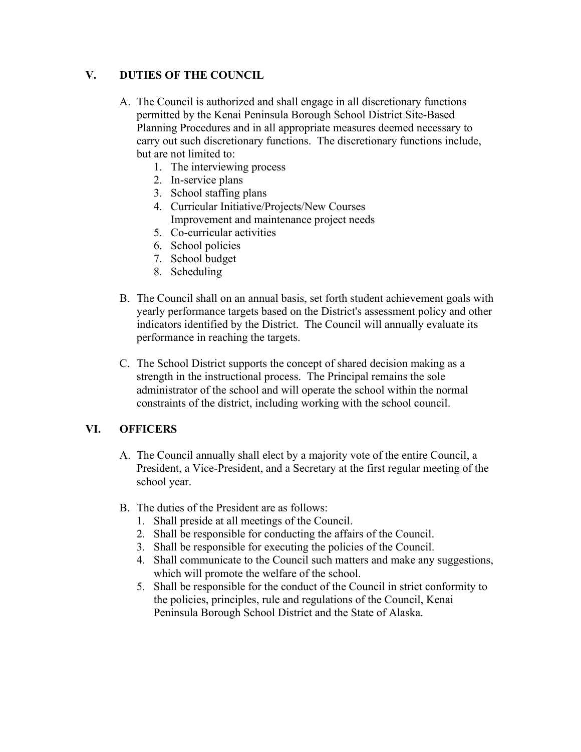## V. DUTIES OF THE COUNCIL

A. The Council is authorized and shall engage in all discretionary functions permitted by the Kenai Peninsula Borough School District Site-Based Planning Procedures and in all appropriate measures deemed necessary to carry out such discretionary functions. The discretionary functions include, but are not limited to:
   1. The interviewing process
   2. In-service plans
   3. School staffing plans
   4. Curricular Initiative/Projects/New Courses
      Improvement and maintenance project needs
   5. Co-curricular activities
   6. School policies
   7. School budget
   8. Scheduling

B. The Council shall on an annual basis, set forth student achievement goals with yearly performance targets based on the District's assessment policy and other indicators identified by the District. The Council will annually evaluate its performance in reaching the targets.

C. The School District supports the concept of shared decision making as a strength in the instructional process. The Principal remains the sole administrator of the school and will operate the school within the normal constraints of the district, including working with the school council.

## VI. OFFICERS

A. The Council annually shall elect by a majority vote of the entire Council, a President, a Vice-President, and a Secretary at the first regular meeting of the school year.

B. The duties of the President are as follows:
   1. Shall preside at all meetings of the Council.
   2. Shall be responsible for conducting the affairs of the Council.
   3. Shall be responsible for executing the policies of the Council.
   4. Shall communicate to the Council such matters and make any suggestions, which will promote the welfare of the school.
   5. Shall be responsible for the conduct of the Council in strict conformity to the policies, principles, rule and regulations of the Council, Kenai Peninsula Borough School District and the State of Alaska.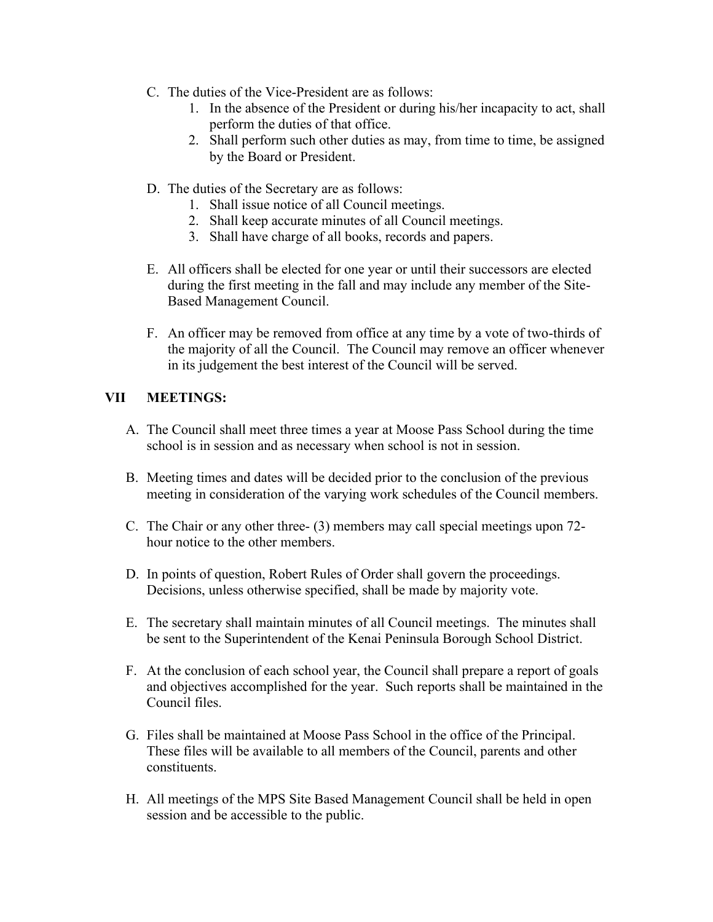C. The duties of the Vice-President are as follows:
    1. In the absence of the President or during his/her incapacity to act, shall perform the duties of that office.
    2. Shall perform such other duties as may, from time to time, be assigned by the Board or President.

D. The duties of the Secretary are as follows:
    1. Shall issue notice of all Council meetings.
    2. Shall keep accurate minutes of all Council meetings.
    3. Shall have charge of all books, records and papers.

E. All officers shall be elected for one year or until their successors are elected during the first meeting in the fall and may include any member of the Site-Based Management Council.

F. An officer may be removed from office at any time by a vote of two-thirds of the majority of all the Council. The Council may remove an officer whenever in its judgement the best interest of the Council will be served.

## VII MEETINGS:

A. The Council shall meet three times a year at Moose Pass School during the time school is in session and as necessary when school is not in session.

B. Meeting times and dates will be decided prior to the conclusion of the previous meeting in consideration of the varying work schedules of the Council members.

C. The Chair or any other three- (3) members may call special meetings upon 72-hour notice to the other members.

D. In points of question, Robert Rules of Order shall govern the proceedings. Decisions, unless otherwise specified, shall be made by majority vote.

E. The secretary shall maintain minutes of all Council meetings. The minutes shall be sent to the Superintendent of the Kenai Peninsula Borough School District.

F. At the conclusion of each school year, the Council shall prepare a report of goals and objectives accomplished for the year. Such reports shall be maintained in the Council files.

G. Files shall be maintained at Moose Pass School in the office of the Principal. These files will be available to all members of the Council, parents and other constituents.

H. All meetings of the MPS Site Based Management Council shall be held in open session and be accessible to the public.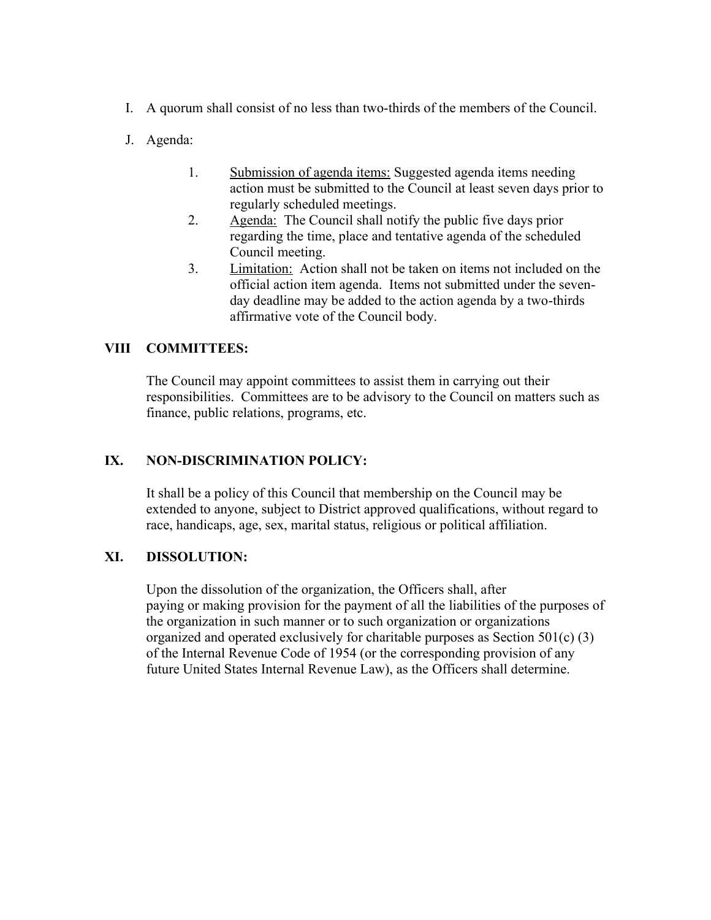I. A quorum shall consist of no less than two-thirds of the members of the Council.

J. Agenda:

1. Submission of agenda items: Suggested agenda items needing action must be submitted to the Council at least seven days prior to regularly scheduled meetings.
2. Agenda: The Council shall notify the public five days prior regarding the time, place and tentative agenda of the scheduled Council meeting.
3. Limitation: Action shall not be taken on items not included on the official action item agenda. Items not submitted under the seven-day deadline may be added to the action agenda by a two-thirds affirmative vote of the Council body.

**VIII COMMITTEES:**

The Council may appoint committees to assist them in carrying out their responsibilities. Committees are to be advisory to the Council on matters such as finance, public relations, programs, etc.

**IX. NON-DISCRIMINATION POLICY:**

It shall be a policy of this Council that membership on the Council may be extended to anyone, subject to District approved qualifications, without regard to race, handicaps, age, sex, marital status, religious or political affiliation.

**XI. DISSOLUTION:**

Upon the dissolution of the organization, the Officers shall, after paying or making provision for the payment of all the liabilities of the purposes of the organization in such manner or to such organization or organizations organized and operated exclusively for charitable purposes as Section 501(c) (3) of the Internal Revenue Code of 1954 (or the corresponding provision of any future United States Internal Revenue Law), as the Officers shall determine.